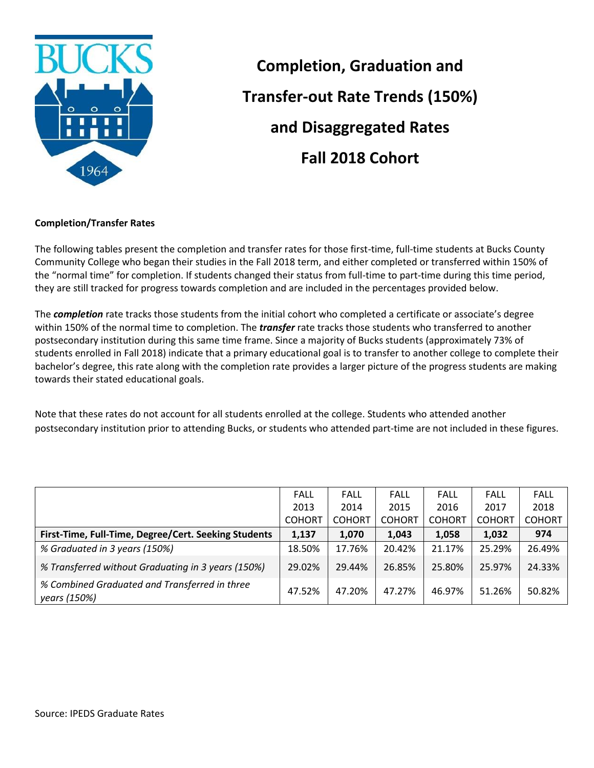# Completion, Graduation and Transfer-out Rate Trends (150%) and Disaggregated Rates

# Fall 2018 Cohort

**Completion/Transfer Rates**

The following tables present the completion and transfer rates for those first-time, full-time students at Bucks County Community College who began their studies in the Fall 2018 term, and either completed or transferred within 150% of the "normal time" for completion. If students changed their status from full-time to part-time during this time period, they are still tracked for progress towards completion and are included in the percentages provided below.

The ***completion*** rate tracks those students from the initial cohort who completed a certificate or associate's degree within 150% of the normal time to completion. The ***transfer*** rate tracks those students who transferred to another postsecondary institution during this same time frame. Since a majority of Bucks students (approximately 73% of students enrolled in Fall 2018) indicate that a primary educational goal is to transfer to another college to complete their bachelor's degree, this rate along with the completion rate provides a larger picture of the progress students are making towards their stated educational goals.

Note that these rates do not account for all students enrolled at the college. Students who attended another postsecondary institution prior to attending Bucks, or students who attended part-time are not included in these figures.

| | FALL 2013 COHORT | FALL 2014 COHORT | FALL 2015 COHORT | FALL 2016 COHORT | FALL 2017 COHORT | FALL 2018 COHORT |
|---|---|---|---|---|---|---|
| **First-Time, Full-Time, Degree/Cert. Seeking Students** | **1,137** | **1,070** | **1,043** | **1,058** | **1,032** | **974** |
| *% Graduated in 3 years (150%)* | 18.50% | 17.76% | 20.42% | 21.17% | 25.29% | 26.49% |
| *% Transferred without Graduating in 3 years (150%)* | 29.02% | 29.44% | 26.85% | 25.80% | 25.97% | 24.33% |
| *% Combined Graduated and Transferred in three years (150%)* | 47.52% | 47.20% | 47.27% | 46.97% | 51.26% | 50.82% |

Source: IPEDS Graduate Rates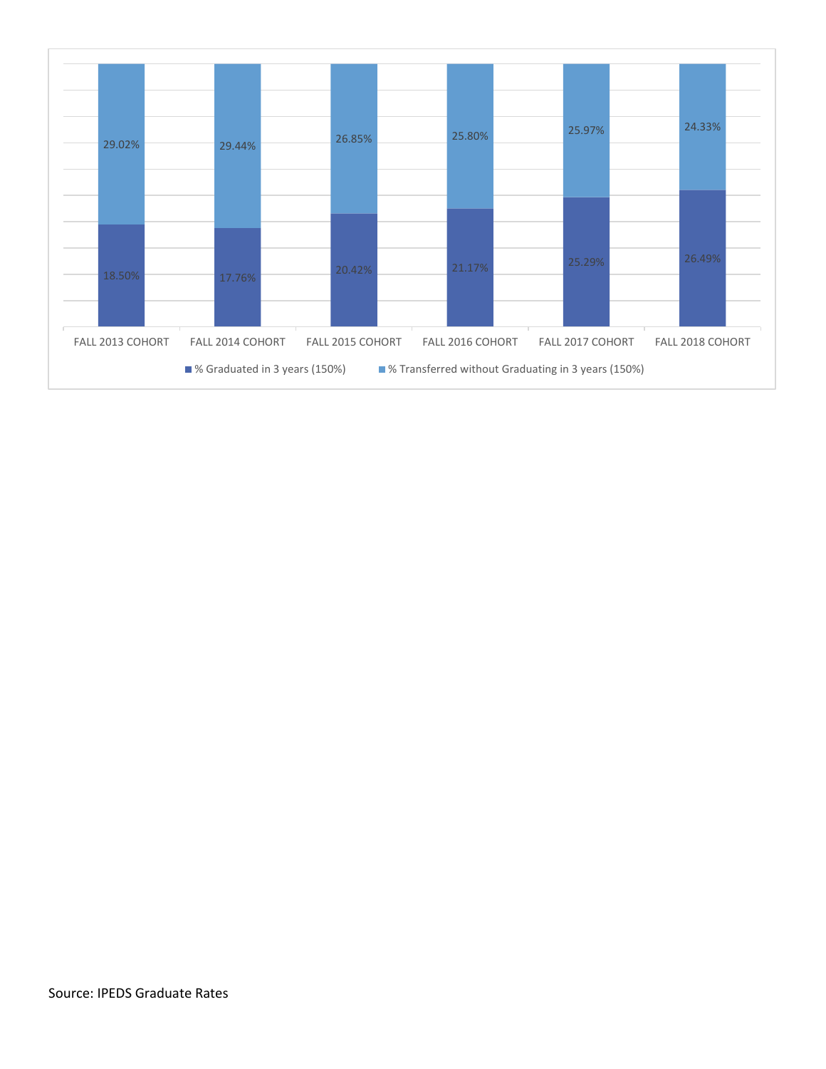| Cohort | % Graduated in 3 years (150%) | % Transferred without Graduating in 3 years (150%) |
|---|---|---|
| FALL 2013 COHORT | 18.50% | 29.02% |
| FALL 2014 COHORT | 17.76% | 29.44% |
| FALL 2015 COHORT | 20.42% | 26.85% |
| FALL 2016 COHORT | 21.17% | 25.80% |
| FALL 2017 COHORT | 25.29% | 25.97% |
| FALL 2018 COHORT | 26.49% | 24.33% |

Source: IPEDS Graduate Rates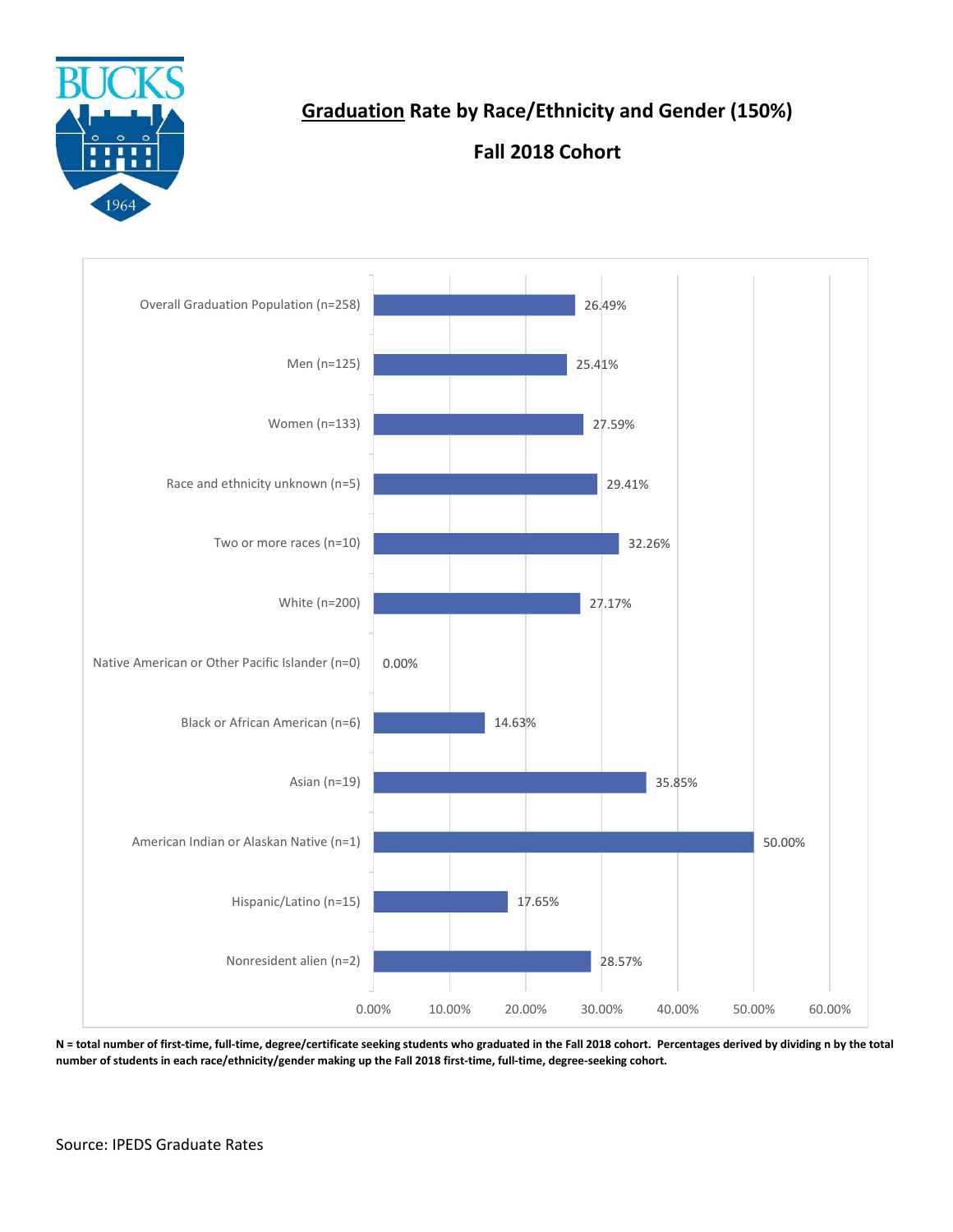# Graduation Rate by Race/Ethnicity and Gender (150%)

## Fall 2018 Cohort

| Category | Graduation Rate |
| --- | --- |
| Overall Graduation Population (n=258) | 26.49% |
| Men (n=125) | 25.41% |
| Women (n=133) | 27.59% |
| Race and ethnicity unknown (n=5) | 29.41% |
| Two or more races (n=10) | 32.26% |
| White (n=200) | 27.17% |
| Native American or Other Pacific Islander (n=0) | 0.00% |
| Black or African American (n=6) | 14.63% |
| Asian (n=19) | 35.85% |
| American Indian or Alaskan Native (n=1) | 50.00% |
| Hispanic/Latino (n=15) | 17.65% |
| Nonresident alien (n=2) | 28.57% |

**N = total number of first-time, full-time, degree/certificate seeking students who graduated in the Fall 2018 cohort. Percentages derived by dividing n by the total number of students in each race/ethnicity/gender making up the Fall 2018 first-time, full-time, degree-seeking cohort.**

Source: IPEDS Graduate Rates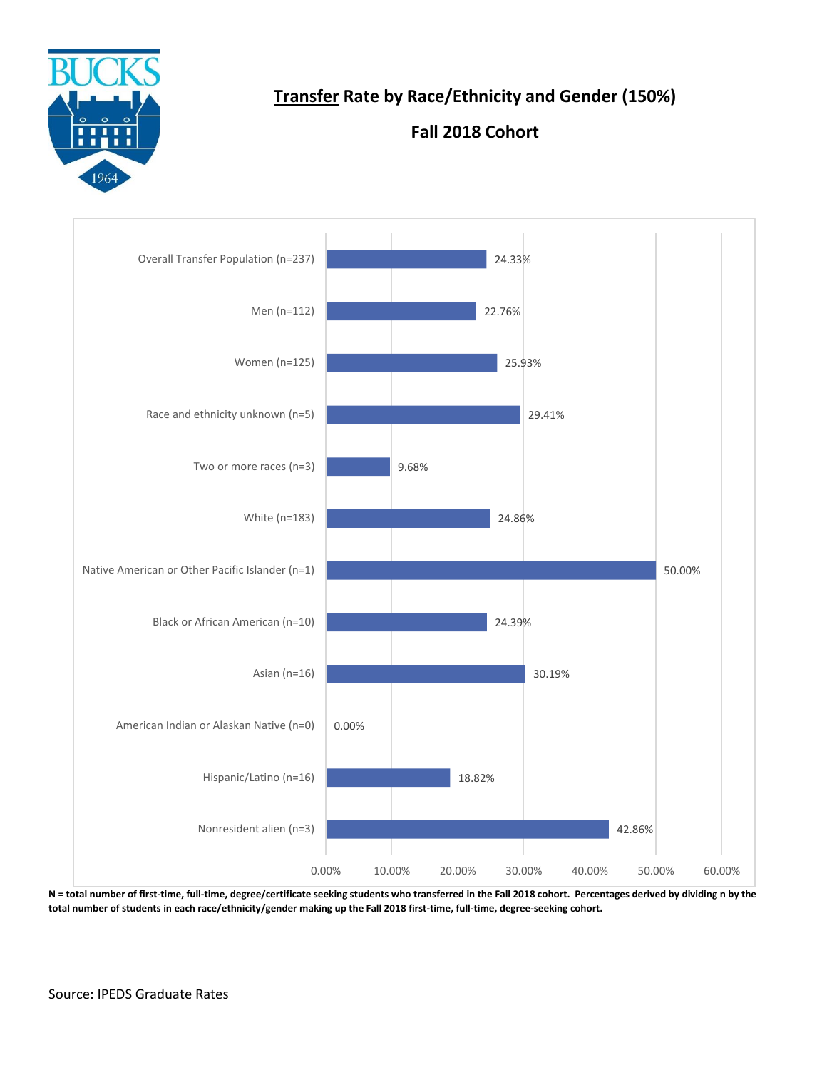# Transfer Rate by Race/Ethnicity and Gender (150%)

## Fall 2018 Cohort

| Group | Transfer Rate |
|---|---|
| Overall Transfer Population (n=237) | 24.33% |
| Men (n=112) | 22.76% |
| Women (n=125) | 25.93% |
| Race and ethnicity unknown (n=5) | 29.41% |
| Two or more races (n=3) | 9.68% |
| White (n=183) | 24.86% |
| Native American or Other Pacific Islander (n=1) | 50.00% |
| Black or African American (n=10) | 24.39% |
| Asian (n=16) | 30.19% |
| American Indian or Alaskan Native (n=0) | 0.00% |
| Hispanic/Latino (n=16) | 18.82% |
| Nonresident alien (n=3) | 42.86% |

**N = total number of first-time, full-time, degree/certificate seeking students who transferred in the Fall 2018 cohort. Percentages derived by dividing n by the total number of students in each race/ethnicity/gender making up the Fall 2018 first-time, full-time, degree-seeking cohort.**

Source: IPEDS Graduate Rates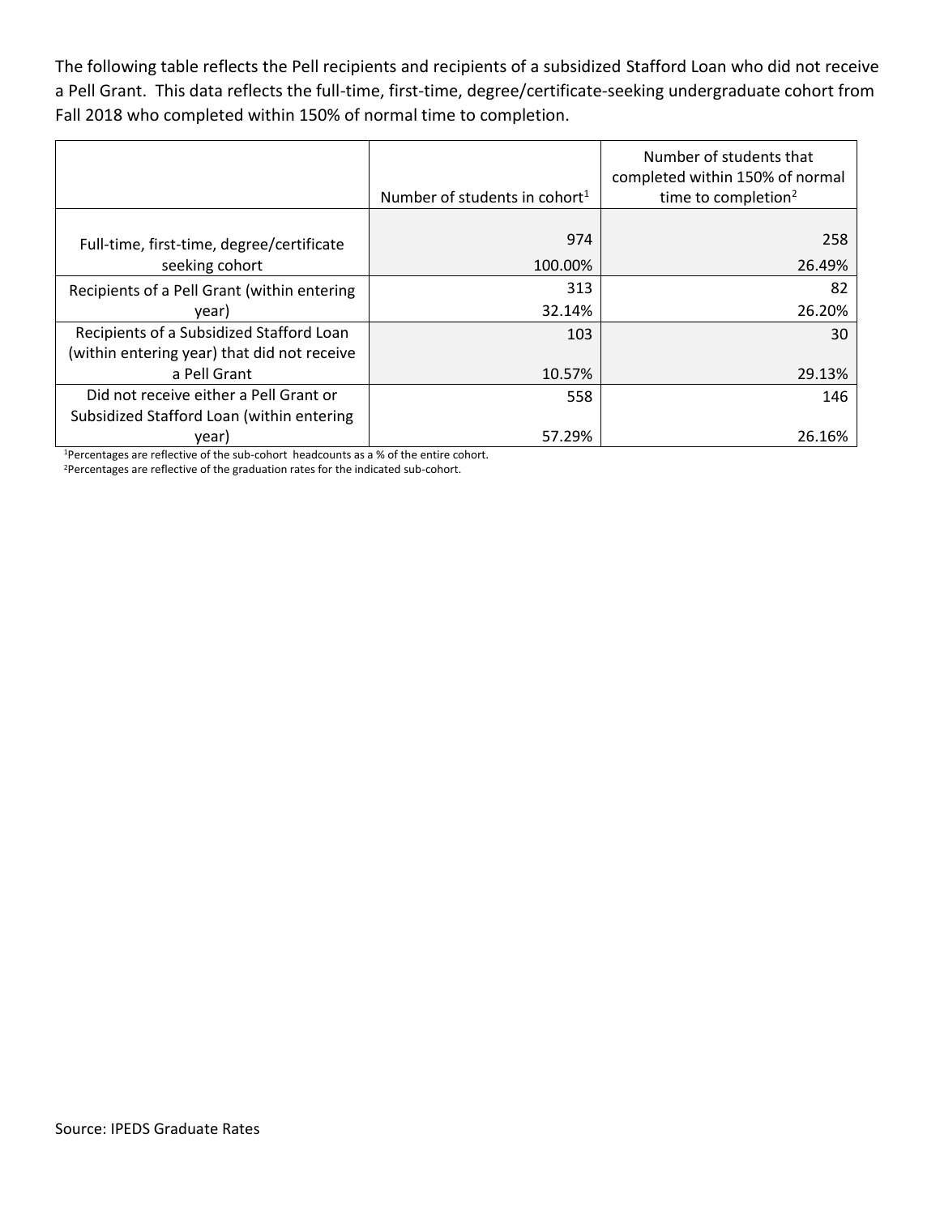The following table reflects the Pell recipients and recipients of a subsidized Stafford Loan who did not receive a Pell Grant. This data reflects the full-time, first-time, degree/certificate-seeking undergraduate cohort from Fall 2018 who completed within 150% of normal time to completion.

| | Number of students in cohort[1] | Number of students that completed within 150% of normal time to completion[2] |
|---|---|---|
| Full-time, first-time, degree/certificate seeking cohort | 974<br>100.00% | 258<br>26.49% |
| Recipients of a Pell Grant (within entering year) | 313<br>32.14% | 82<br>26.20% |
| Recipients of a Subsidized Stafford Loan (within entering year) that did not receive a Pell Grant | 103<br>10.57% | 30<br>29.13% |
| Did not receive either a Pell Grant or Subsidized Stafford Loan (within entering year) | 558<br>57.29% | 146<br>26.16% |

[1]Percentages are reflective of the sub-cohort headcounts as a % of the entire cohort.

[2]Percentages are reflective of the graduation rates for the indicated sub-cohort.

Source: IPEDS Graduate Rates